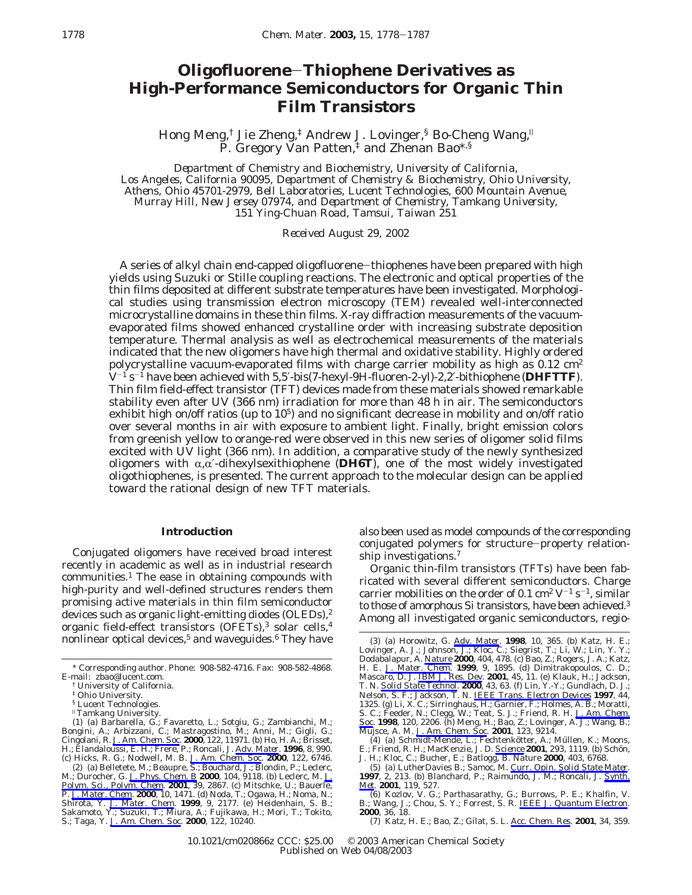# Oligofluorene−Thiophene Derivatives as High-Performance Semiconductors for Organic Thin Film Transistors

Hong Meng,[†] Jie Zheng,[‡] Andrew J. Lovinger,[§] Bo-Cheng Wang,[∥] P. Gregory Van Patten,[‡] and Zhenan Bao*[,§]

*Department of Chemistry and Biochemistry, University of California, Los Angeles, California 90095, Department of Chemistry & Biochemistry, Ohio University, Athens, Ohio 45701-2979, Bell Laboratories, Lucent Technologies, 600 Mountain Avenue, Murray Hill, New Jersey 07974, and Department of Chemistry, Tamkang University, 151 Ying-Chuan Road, Tamsui, Taiwan 251*

*Received August 29, 2002*

A series of alkyl chain end-capped oligofluorene−thiophenes have been prepared with high yields using Suzuki or Stille coupling reactions. The electronic and optical properties of the thin films deposited at different substrate temperatures have been investigated. Morphological studies using transmission electron microscopy (TEM) revealed well-interconnected microcrystalline domains in these thin films. X-ray diffraction measurements of the vacuum-evaporated films showed enhanced crystalline order with increasing substrate deposition temperature. Thermal analysis as well as electrochemical measurements of the materials indicated that the new oligomers have high thermal and oxidative stability. Highly ordered polycrystalline vacuum-evaporated films with charge carrier mobility as high as 0.12 cm$^2$ V$^{-1}$ s$^{-1}$ have been achieved with 5,5′-bis(7-hexyl-9H-fluoren-2-yl)-2,2′-bithiophene (**DHFTTF**). Thin film field-effect transistor (TFT) devices made from these materials showed remarkable stability even after UV (366 nm) irradiation for more than 48 h in air. The semiconductors exhibit high on/off ratios (up to 10$^5$) and no significant decrease in mobility and on/off ratio over several months in air with exposure to ambient light. Finally, bright emission colors from greenish yellow to orange-red were observed in this new series of oligomer solid films excited with UV light (366 nm). In addition, a comparative study of the newly synthesized oligomers with α,α′-dihexylsexithiophene (**DH6T**), one of the most widely investigated oligothiophenes, is presented. The current approach to the molecular design can be applied toward the rational design of new TFT materials.

## Introduction

Conjugated oligomers have received broad interest recently in academic as well as in industrial research communities.[1] The ease in obtaining compounds with high-purity and well-defined structures renders them promising active materials in thin film semiconductor devices such as organic light-emitting diodes (OLEDs),[2] organic field-effect transistors (OFETs),[3] solar cells,[4] nonlinear optical devices,[5] and waveguides.[6] They have also been used as model compounds of the corresponding conjugated polymers for structure−property relationship investigations.[7]

Organic thin-film transistors (TFTs) have been fabricated with several different semiconductors. Charge carrier mobilities on the order of 0.1 cm$^2$ V$^{-1}$ s$^{-1}$, similar to those of amorphous Si transistors, have been achieved.[3] Among all investigated organic semiconductors, regio-

---

\* Corresponding author. Phone: 908-582-4716. Fax: 908-582-4868. E-mail: zbao@lucent.com.

† University of California.

‡ Ohio University.

§ Lucent Technologies.

∥ Tamkang University.

(1) (a) Barbarella, G.; Favaretto, L.; Sotgiu, G.; Zambianchi, M.; Bongini, A.; Arbizzani, C.; Mastragostino, M.; Anni, M.; Gigli, G.; Cingolani, R. J. Am. Chem. Soc. **2000**, 122, 11971. (b) Ho, H. A.; Brisset, H.; Elandaloussi, E. H.; Frere, P.; Roncali, J. Adv. Mater. **1996**, 8, 990. (c) Hicks, R. G.; Nodwell, M. B. J. Am. Chem. Soc. **2000**, 122, 6746.

(2) (a) Belletete, M.; Beaupre, S.; Bouchard, J.; Blondin, P.; Leclerc, M.; Durocher, G. J. Phys. Chem. B **2000**, 104, 9118. (b) Leclerc, M. J. Polym. Sci., Polym. Chem. **2001**, 39, 2867. (c) Mitschke, U.; Bauerle, P. J. Mater. Chem. **2000**, 10, 1471. (d) Noda, T.; Ogawa, H.; Noma, N.; Shirota, Y. J. Mater. Chem. **1999**, 9, 2177. (e) Heidenhain, S. B.; Sakamoto, Y.; Suzuki, T.; Miura, A.; Fujikawa, H.; Mori, T.; Tokito, S.; Taga, Y. J. Am. Chem. Soc. **2000**, 122, 10240.

(3) (a) Horowitz, G. Adv. Mater. **1998**, 10, 365. (b) Katz, H. E.; Lovinger, A. J.; Johnson, J.; Kloc, C.; Siegrist, T.; Li, W.; Lin, Y. Y.; Dodabalapur, A. Nature **2000**, 404, 478. (c) Bao, Z.; Rogers, J. A.; Katz, H. E. J. Mater. Chem. **1999**, 9, 1895. (d) Dimitrakopoulos, C. D.; Mascaro, D. J. IBM J. Res. Dev. **2001**, 45, 11. (e) Klauk, H.; Jackson, T. N. Solid State Technol. **2000**, 43, 63. (f) Lin, Y.-Y.; Gundlach, D. J.; Nelson, S. F.; Jackson, T. N. IEEE Trans. Electron Devices **1997**, 44, 1325. (g) Li, X. C.; Sirringhaus, H.; Garnier, F.; Holmes, A. B.; Moratti, S. C.; Feeder, N.; Clegg, W.; Teat, S. J.; Friend, R. H. J. Am. Chem. Soc. **1998**, 120, 2206. (h) Meng, H.; Bao, Z.; Lovinger, A. J.; Wang, B.; Mujsce, A. M. J. Am. Chem. Soc. **2001**, 123, 9214.

(4) (a) Schmidt-Mende, L.; Fechtenkötter, A.; Müllen, K.; Moons, E.; Friend, R. H.; MacKenzie, J. D. Science **2001**, 293, 1119. (b) Schön, J. H.; Kloc, C.; Bucher, E.; Batlogg, B. Nature **2000**, 403, 6768.

(5) (a) LutherDavies B.; Samoc, M. Curr. Opin. Solid State Mater. **1997**, 2, 213. (b) Blanchard, P.; Raimundo, J. M.; Roncali, J. Synth. Met. **2001**, 119, 527.

(6) Kozlov, V. G.; Parthasarathy, G.; Burrows, P. E.; Khalfin, V. B.; Wang, J.; Chou, S. Y.; Forrest, S. R. IEEE J. Quantum Electron. **2000**, 36, 18.

(7) Katz, H. E.; Bao, Z.; Gilat, S. L. Acc. Chem. Res. **2001**, 34, 359.

10.1021/cm020866z CCC: $25.00 © 2003 American Chemical Society
Published on Web 04/08/2003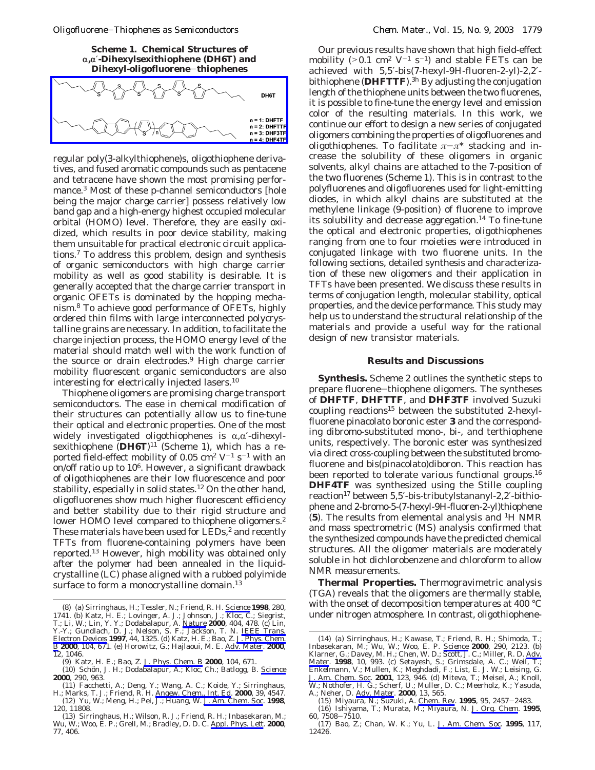**Scheme 1. Chemical Structures of α,α′-Dihexylsexithiophene (DH6T) and Dihexyl-oligofluorene−thiophenes**

DH6T

n = 1: DHFTF
n = 2: DHFTTF
n = 3: DHF3TF
n = 4: DHF4TF

regular poly(3-alkylthiophene)s, oligothiophene derivatives, and fused aromatic compounds such as pentacene and tetracene have shown the most promising performance.[3] Most of these p-channel semiconductors [hole being the major charge carrier] possess relatively low band gap and a high-energy highest occupied molecular orbital (HOMO) level. Therefore, they are easily oxidized, which results in poor device stability, making them unsuitable for practical electronic circuit applications.[7] To address this problem, design and synthesis of organic semiconductors with high charge carrier mobility as well as good stability is desirable. It is generally accepted that the charge carrier transport in organic OFETs is dominated by the hopping mechanism.[8] To achieve good performance of OFETs, highly ordered thin films with large interconnected polycrystalline grains are necessary. In addition, to facilitate the charge injection process, the HOMO energy level of the material should match well with the work function of the source or drain electrodes.[9] High charge carrier mobility fluorescent organic semiconductors are also interesting for electrically injected lasers.[10]

Thiophene oligomers are promising charge transport semiconductors. The ease in chemical modification of their structures can potentially allow us to fine-tune their optical and electronic properties. One of the most widely investigated oligothiophenes is α,α′-dihexylsexithiophene (**DH6T**)[11] (Scheme 1), which has a reported field-effect mobility of 0.05 $cm^2 V^{-1} s^{-1}$ with an on/off ratio up to $10^6$. However, a significant drawback of oligothiophenes are their low fluorescence and poor stability, especially in solid states.[12] On the other hand, oligofluorenes show much higher fluorescent efficiency and better stability due to their rigid structure and lower HOMO level compared to thiophene oligomers.[2] These materials have been used for LEDs,[2] and recently TFTs from fluorene-containing polymers have been reported.[13] However, high mobility was obtained only after the polymer had been annealed in the liquid-crystalline (LC) phase aligned with a rubbed polyimide surface to form a monocrystalline domain.[13]

Our previous results have shown that high field-effect mobility (>0.1 $cm^2 V^{-1} s^{-1}$) and stable FETs can be achieved with 5,5′-bis(7-hexyl-9H-fluoren-2-yl)-2,2′-bithiophene (**DHFTTF**).[3h] By adjusting the conjugation length of the thiophene units between the two fluorenes, it is possible to fine-tune the energy level and emission color of the resulting materials. In this work, we continue our effort to design a new series of conjugated oligomers combining the properties of oligofluorenes and oligothiophenes. To facilitate π−π* stacking and increase the solubility of these oligomers in organic solvents, alkyl chains are attached to the 7-position of the two fluorenes (Scheme 1). This is in contrast to the polyfluorenes and oligofluorenes used for light-emitting diodes, in which alkyl chains are substituted at the methylene linkage (9-position) of fluorene to improve its solubility and decrease aggregation.[14] To fine-tune the optical and electronic properties, oligothiophenes ranging from one to four moieties were introduced in conjugated linkage with two fluorene units. In the following sections, detailed synthesis and characterization of these new oligomers and their application in TFTs have been presented. We discuss these results in terms of conjugation length, molecular stability, optical properties, and the device performance. This study may help us to understand the structural relationship of the materials and provide a useful way for the rational design of new transistor materials.

## Results and Discussions

**Synthesis.** Scheme 2 outlines the synthetic steps to prepare fluorene−thiophene oligomers. The syntheses of **DHFTF**, **DHFTTF**, and **DHF3TF** involved Suzuki coupling reactions[15] between the substituted 2-hexylfluorene pinacolato boronic ester **3** and the corresponding dibromo-substituted mono-, bi-, and terthiophene units, respectively. The boronic ester was synthesized via direct cross-coupling between the substituted bromofluorene and bis(pinacolato)diboron. This reaction has been reported to tolerate various functional groups.[16] **DHF4TF** was synthesized using the Stille coupling reaction[17] between 5,5′-bis-tributylstananyl-2,2′-bithiophene and 2-bromo-5-(7-hexyl-9H-fluoren-2-yl)thiophene (**5**). The results from elemental analysis and $^1$H NMR and mass spectrometric (MS) analysis confirmed that the synthesized compounds have the predicted chemical structures. All the oligomer materials are moderately soluble in hot dichlorobenzene and chloroform to allow NMR measurements.

**Thermal Properties.** Thermogravimetric analysis (TGA) reveals that the oligomers are thermally stable, with the onset of decomposition temperatures at 400 °C under nitrogen atmosphere. In contrast, oligothiophene-

(8) (a) Sirringhaus, H.; Tessler, N.; Friend, R. H. *Science* **1998**, 280, 1741. (b) Katz, H. E.; Lovinger, A. J.; Johnson, J.; Kloc, C.; Siegrist, T.; Li, W.; Lin, Y. Y.; Dodabalapur, A. *Nature* **2000**, 404, 478. (c) Lin, Y.-Y.; Gundlach, D. J.; Nelson, S. F.; Jackson, T. N. *IEEE Trans. Electron Devices* **1997**, 44, 1325. (d) Katz, H. E.; Bao, Z. *J. Phys. Chem. B* **2000**, 104, 671. (e) Horowitz, G.; Hajlaoui, M. E. *Adv. Mater.* **2000**, 12, 1046.

(9) Katz, H. E.; Bao, Z. *J. Phys. Chem. B* **2000**, 104, 671.

(10) Schön, J. H.; Dodabalapur, A.; Kloc, Ch.; Batlogg, B. *Science* **2000**, 290, 963.

(11) Facchetti, A.; Deng, Y.; Wang, A. C.; Koide, Y.; Sirringhaus, H.; Marks, T. J.; Friend, R. H. *Angew. Chem., Int. Ed.* **2000**, 39, 4547.

(12) Yu, W.; Meng, H.; Pei, J.; Huang, W. *J. Am. Chem. Soc.* **1998**, 120, 11808.

(13) Sirringhaus, H.; Wilson, R. J.; Friend, R. H.; Inbasekaran, M.; Wu, W.; Woo, E. P.; Grell, M.; Bradley, D. D. C. *Appl. Phys. Lett.* **2000**, 77, 406.

(14) (a) Sirringhaus, H.; Kawase, T.; Friend, R. H.; Shimoda, T.; Inbasekaran, M.; Wu, W.; Woo, E. P. *Science* **2000**, 290, 2123. (b) Klarner, G.; Davey, M. H.; Chen, W. D.; Scott, J. C.; Miller, R. D. *Adv. Mater.* **1998**, 10, 993. (c) Setayesh, S.; Grimsdale, A. C.; Weil, T.; Enkelmann, V.; Mullen, K.; Meghdadi, F.; List, E. J. W.; Leising, G. *J. Am. Chem. Soc.* **2001**, 123, 946. (d) Miteva, T.; Meisel, A.; Knoll, W.; Nothofer, H. G.; Scherf, U.; Muller, D. C.; Meerholz, K.; Yasuda, A.; Neher, D. *Adv. Mater.* **2000**, 13, 565.

(15) Miyaura, N.; Suzuki, A. *Chem. Rev.* **1995**, 95, 2457−2483.

(16) Ishiyama, T.; Murata, M.; Miyaura, N. *J. Org. Chem.* **1995**, 60, 7508−7510.

(17) Bao, Z.; Chan, W. K.; Yu, L. *J. Am. Chem. Soc.* **1995**, 117, 12426.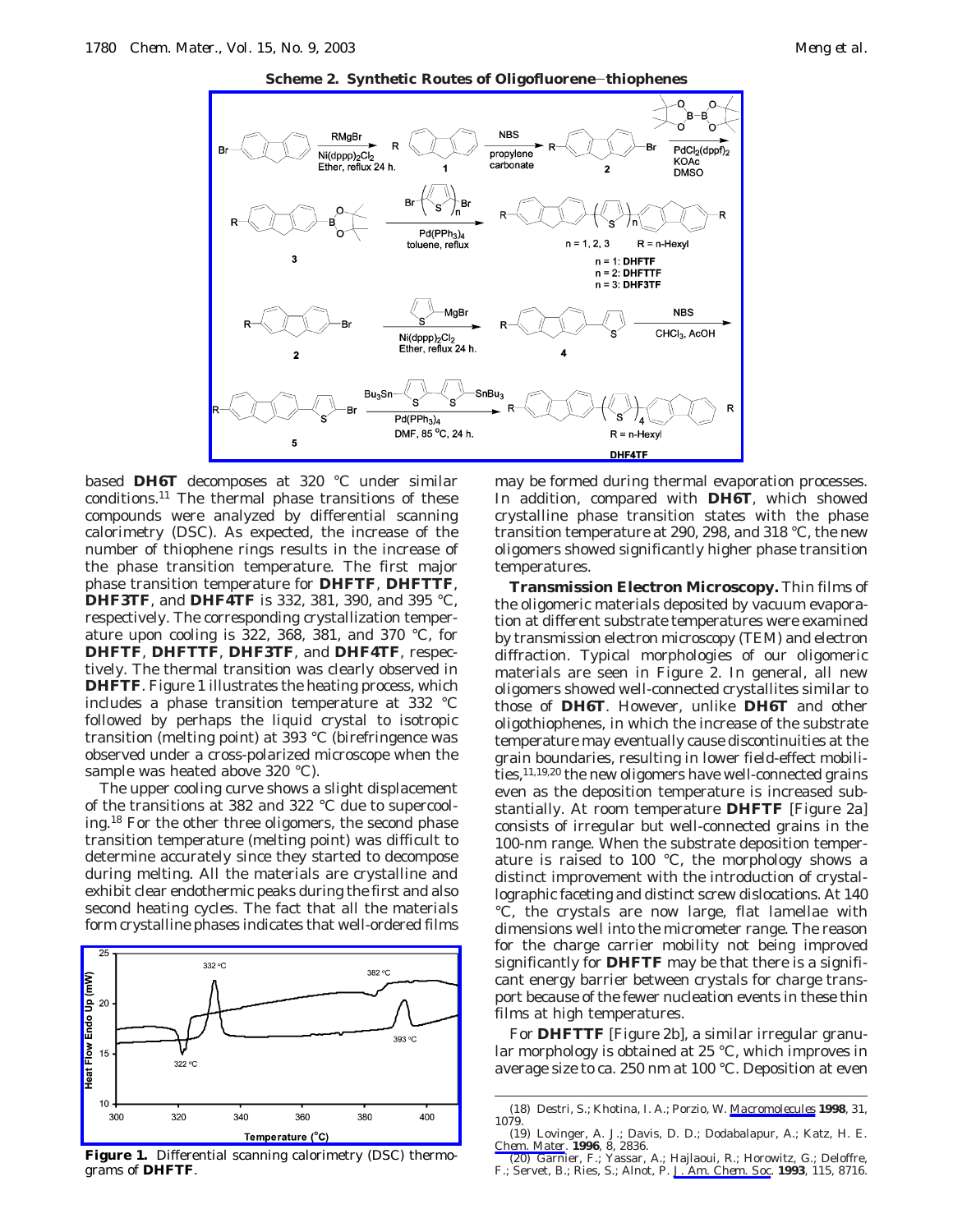**Scheme 2. Synthetic Routes of Oligofluorene−thiophenes**

based **DH6T** decomposes at 320 °C under similar conditions.[11] The thermal phase transitions of these compounds were analyzed by differential scanning calorimetry (DSC). As expected, the increase of the number of thiophene rings results in the increase of the phase transition temperature. The first major phase transition temperature for **DHFTF**, **DHFTTF**, **DHF3TF**, and **DHF4TF** is 332, 381, 390, and 395 °C, respectively. The corresponding crystallization temperature upon cooling is 322, 368, 381, and 370 °C, for **DHFTF**, **DHFTTF**, **DHF3TF**, and **DHF4TF**, respectively. The thermal transition was clearly observed in **DHFTF**. Figure 1 illustrates the heating process, which includes a phase transition temperature at 332 °C followed by perhaps the liquid crystal to isotropic transition (melting point) at 393 °C (birefringence was observed under a cross-polarized microscope when the sample was heated above 320 °C).

The upper cooling curve shows a slight displacement of the transitions at 382 and 322 °C due to supercooling.[18] For the other three oligomers, the second phase transition temperature (melting point) was difficult to determine accurately since they started to decompose during melting. All the materials are crystalline and exhibit clear endothermic peaks during the first and also second heating cycles. The fact that all the materials form crystalline phases indicates that well-ordered films may be formed during thermal evaporation processes. In addition, compared with **DH6T**, which showed crystalline phase transition states with the phase transition temperature at 290, 298, and 318 °C, the new oligomers showed significantly higher phase transition temperatures.

**Figure 1.** Differential scanning calorimetry (DSC) thermograms of **DHFTF**.

**Transmission Electron Microscopy.** Thin films of the oligomeric materials deposited by vacuum evaporation at different substrate temperatures were examined by transmission electron microscopy (TEM) and electron diffraction. Typical morphologies of our oligomeric materials are seen in Figure 2. In general, all new oligomers showed well-connected crystallites similar to those of **DH6T**. However, unlike **DH6T** and other oligothiophenes, in which the increase of the substrate temperature may eventually cause discontinuities at the grain boundaries, resulting in lower field-effect mobilities,[11,19,20] the new oligomers have well-connected grains even as the deposition temperature is increased substantially. At room temperature **DHFTF** [Figure 2a] consists of irregular but well-connected grains in the 100-nm range. When the substrate deposition temperature is raised to 100 °C, the morphology shows a distinct improvement with the introduction of crystallographic faceting and distinct screw dislocations. At 140 °C, the crystals are now large, flat lamellae with dimensions well into the micrometer range. The reason for the charge carrier mobility not being improved significantly for **DHFTF** may be that there is a significant energy barrier between crystals for charge transport because of the fewer nucleation events in these thin films at high temperatures.

For **DHFTTF** [Figure 2b], a similar irregular granular morphology is obtained at 25 °C, which improves in average size to ca. 250 nm at 100 °C. Deposition at even

(18) Destri, S.; Khotina, I. A.; Porzio, W. *Macromolecules* **1998**, 31, 1079.
(19) Lovinger, A. J.; Davis, D. D.; Dodabalapur, A.; Katz, H. E. *Chem. Mater.* **1996**, 8, 2836.
(20) Garnier, F.; Yassar, A.; Hajlaoui, R.; Horowitz, G.; Deloffre, F.; Servet, B.; Ries, S.; Alnot, P. *J. Am. Chem. Soc.* **1993**, 115, 8716.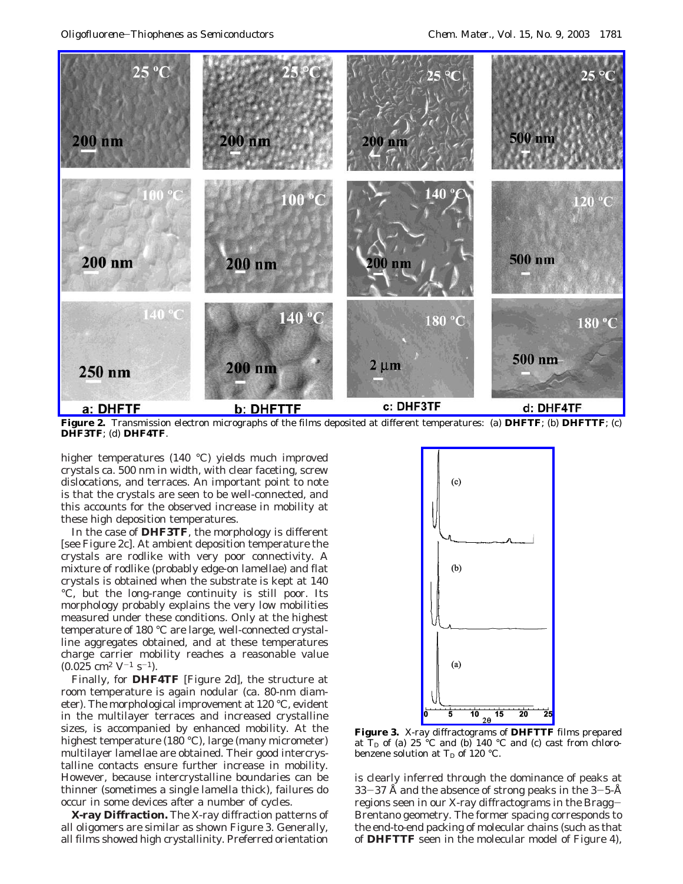Figure 2. Transmission electron micrographs of the films deposited at different temperatures: (a) **DHFTF**; (b) **DHFTTF**; (c) **DHF3TF**; (d) **DHF4TF**.

higher temperatures (140 °C) yields much improved crystals ca. 500 nm in width, with clear faceting, screw dislocations, and terraces. An important point to note is that the crystals are seen to be well-connected, and this accounts for the observed increase in mobility at these high deposition temperatures.

In the case of **DHF3TF**, the morphology is different [see Figure 2c]. At ambient deposition temperature the crystals are rodlike with very poor connectivity. A mixture of rodlike (probably edge-on lamellae) and flat crystals is obtained when the substrate is kept at 140 °C, but the long-range continuity is still poor. Its morphology probably explains the very low mobilities measured under these conditions. Only at the highest temperature of 180 °C are large, well-connected crystalline aggregates obtained, and at these temperatures charge carrier mobility reaches a reasonable value (0.025 $cm^2\ V^{-1}\ s^{-1}$).

Finally, for **DHF4TF** [Figure 2d], the structure at room temperature is again nodular (ca. 80-nm diameter). The morphological improvement at 120 °C, evident in the multilayer terraces and increased crystalline sizes, is accompanied by enhanced mobility. At the highest temperature (180 °C), large (many micrometer) multilayer lamellae are obtained. Their good intercrystalline contacts ensure further increase in mobility. However, because intercrystalline boundaries can be thinner (sometimes a single lamella thick), failures do occur in some devices after a number of cycles.

**X-ray Diffraction.** The X-ray diffraction patterns of all oligomers are similar as shown Figure 3. Generally, all films showed high crystallinity. Preferred orientation is clearly inferred through the dominance of peaks at 33–37 Å and the absence of strong peaks in the 3–5-Å regions seen in our X-ray diffractograms in the Bragg–Brentano geometry. The former spacing corresponds to the end-to-end packing of molecular chains (such as that of **DHFTTF** seen in the molecular model of Figure 4),

Figure 3. X-ray diffractograms of **DHFTTF** films prepared at $T_D$ of (a) 25 °C and (b) 140 °C and (c) cast from chlorobenzene solution at $T_D$ of 120 °C.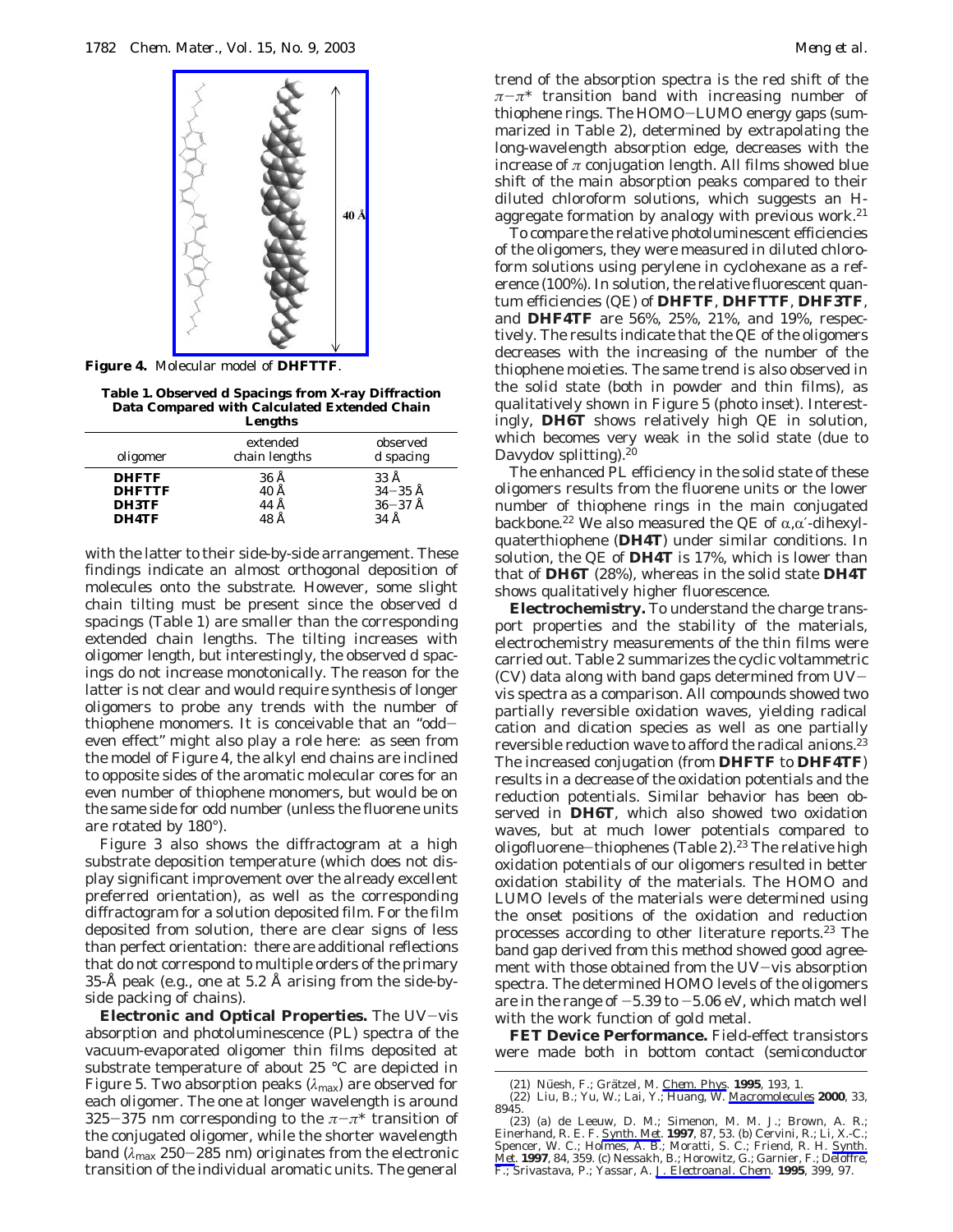**Figure 4.** Molecular model of **DHFTTF**.

**Table 1. Observed d Spacings from X-ray Diffraction Data Compared with Calculated Extended Chain Lengths**

| oligomer | extended chain lengths | observed d spacing |
|---|---|---|
| **DHFTF** | 36 Å | 33 Å |
| **DHFTTF** | 40 Å | 34–35 Å |
| **DH3TF** | 44 Å | 36–37 Å |
| **DH4TF** | 48 Å | 34 Å |

with the latter to their side-by-side arrangement. These findings indicate an almost orthogonal deposition of molecules onto the substrate. However, some slight chain tilting must be present since the observed d spacings (Table 1) are smaller than the corresponding extended chain lengths. The tilting increases with oligomer length, but interestingly, the observed d spacings do not increase monotonically. The reason for the latter is not clear and would require synthesis of longer oligomers to probe any trends with the number of thiophene monomers. It is conceivable that an "odd–even effect" might also play a role here: as seen from the model of Figure 4, the alkyl end chains are inclined to opposite sides of the aromatic molecular cores for an even number of thiophene monomers, but would be on the same side for odd number (unless the fluorene units are rotated by 180°).

Figure 3 also shows the diffractogram at a high substrate deposition temperature (which does not display significant improvement over the already excellent preferred orientation), as well as the corresponding diffractogram for a solution deposited film. For the film deposited from solution, there are clear signs of less than perfect orientation: there are additional reflections that do not correspond to multiple orders of the primary 35-Å peak (e.g., one at 5.2 Å arising from the side-by-side packing of chains).

**Electronic and Optical Properties.** The UV–vis absorption and photoluminescence (PL) spectra of the vacuum-evaporated oligomer thin films deposited at substrate temperature of about 25 °C are depicted in Figure 5. Two absorption peaks ($\lambda_{max}$) are observed for each oligomer. The one at longer wavelength is around 325–375 nm corresponding to the $\pi-\pi^*$ transition of the conjugated oligomer, while the shorter wavelength band ($\lambda_{max}$ 250–285 nm) originates from the electronic transition of the individual aromatic units. The general trend of the absorption spectra is the red shift of the $\pi-\pi^*$ transition band with increasing number of thiophene rings. The HOMO–LUMO energy gaps (summarized in Table 2), determined by extrapolating the long-wavelength absorption edge, decreases with the increase of $\pi$ conjugation length. All films showed blue shift of the main absorption peaks compared to their diluted chloroform solutions, which suggests an H-aggregate formation by analogy with previous work.[21]

To compare the relative photoluminescent efficiencies of the oligomers, they were measured in diluted chloroform solutions using perylene in cyclohexane as a reference (100%). In solution, the relative fluorescent quantum efficiencies (QE) of **DHFTF**, **DHFTTF**, **DHF3TF**, and **DHF4TF** are 56%, 25%, 21%, and 19%, respectively. The results indicate that the QE of the oligomers decreases with the increasing of the number of the thiophene moieties. The same trend is also observed in the solid state (both in powder and thin films), as qualitatively shown in Figure 5 (photo inset). Interestingly, **DH6T** shows relatively high QE in solution, which becomes very weak in the solid state (due to Davydov splitting).[20]

The enhanced PL efficiency in the solid state of these oligomers results from the fluorene units or the lower number of thiophene rings in the main conjugated backbone.[22] We also measured the QE of $\alpha,\alpha'$-dihexylquaterthiophene (**DH4T**) under similar conditions. In solution, the QE of **DH4T** is 17%, which is lower than that of **DH6T** (28%), whereas in the solid state **DH4T** shows qualitatively higher fluorescence.

**Electrochemistry.** To understand the charge transport properties and the stability of the materials, electrochemistry measurements of the thin films were carried out. Table 2 summarizes the cyclic voltammetric (CV) data along with band gaps determined from UV–vis spectra as a comparison. All compounds showed two partially reversible oxidation waves, yielding radical cation and dication species as well as one partially reversible reduction wave to afford the radical anions.[23] The increased conjugation (from **DHFTF** to **DHF4TF**) results in a decrease of the oxidation potentials and the reduction potentials. Similar behavior has been observed in **DH6T**, which also showed two oxidation waves, but at much lower potentials compared to oligofluorene–thiophenes (Table 2).[23] The relative high oxidation potentials of our oligomers resulted in better oxidation stability of the materials. The HOMO and LUMO levels of the materials were determined using the onset positions of the oxidation and reduction processes according to other literature reports.[23] The band gap derived from this method showed good agreement with those obtained from the UV–vis absorption spectra. The determined HOMO levels of the oligomers are in the range of −5.39 to −5.06 eV, which match well with the work function of gold metal.

**FET Device Performance.** Field-effect transistors were made both in bottom contact (semiconductor

(21) Nüesh, F.; Grätzel, M. *Chem. Phys.* **1995**, 193, 1.
(22) Liu, B.; Yu, W.; Lai, Y.; Huang, W. *Macromolecules* **2000**, 33, 8945.
(23) (a) de Leeuw, D. M.; Simenon, M. M. J.; Brown, A. R.; Einerhand, R. E. F. *Synth. Met.* **1997**, 87, 53. (b) Cervini, R.; Li, X.-C.; Spencer, W. C.; Holmes, A. B.; Moratti, S. C.; Friend, R. H. *Synth. Met.* **1997**, 84, 359. (c) Nessakh, B.; Horowitz, G.; Garnier, F.; Deloffre, F.; Srivastava, P.; Yassar, A. *J. Electroanal. Chem.* **1995**, 399, 97.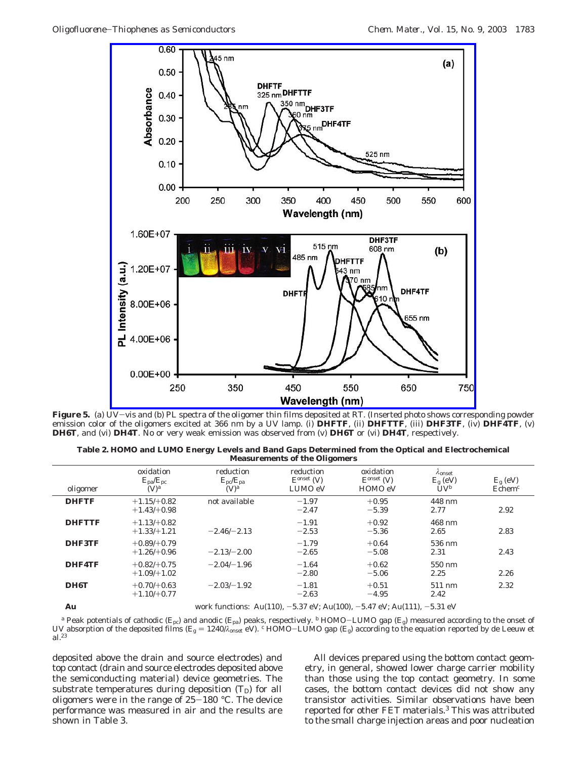**Figure 5.** (a) UV–vis and (b) PL spectra of the oligomer thin films deposited at RT. (Inserted photo shows corresponding powder emission color of the oligomers excited at 366 nm by a UV lamp. (i) **DHFTF**, (ii) **DHFTTF**, (iii) **DHF3TF**, (iv) **DHF4TF**, (v) **DH6T**, and (vi) **DH4T**. No or very weak emission was observed from (v) **DH6T** or (vi) **DH4T**, respectively.

**Table 2. HOMO and LUMO Energy Levels and Band Gaps Determined from the Optical and Electrochemical Measurements of the Oligomers**

| oligomer | oxidation $E_{pa}/E_{pc}$ (V)[a] | reduction $E_{pc}/E_{pa}$ (V)[a] | reduction $E^{onset}$ (V) LUMO eV | oxidation $E^{onset}$ (V) HOMO eV | $\lambda_{onset}$ $E_g$ (eV) UV[b] | $E_g$ (eV) Echem[c] |
|---|---|---|---|---|---|---|
| **DHFTF** | +1.15/+0.82<br>+1.43/+0.98 | not available | −1.97<br>−2.47 | +0.95<br>−5.39 | 448 nm<br>2.77 | 2.92 |
| **DHFTTF** | +1.13/+0.82<br>+1.33/+1.21 | −2.46/−2.13 | −1.91<br>−2.53 | +0.92<br>−5.36 | 468 nm<br>2.65 | 2.83 |
| **DHF3TF** | +0.89/+0.79<br>+1.26/+0.96 | −2.13/−2.00 | −1.79<br>−2.65 | +0.64<br>−5.08 | 536 nm<br>2.31 | 2.43 |
| **DHF4TF** | +0.82/+0.75<br>+1.09/+1.02 | −2.04/−1.96 | −1.64<br>−2.80 | +0.62<br>−5.06 | 550 nm<br>2.25 | 2.26 |
| **DH6T** | +0.70/+0.63<br>+1.10/+0.77 | −2.03/−1.92 | −1.81<br>−2.63 | +0.51<br>−4.95 | 511 nm<br>2.42 | 2.32 |
| **Au** | work functions: Au(110), −5.37 eV; Au(100), −5.47 eV; Au(111), −5.31 eV | | | | | |

[a] Peak potentials of cathodic ($E_{pc}$) and anodic ($E_{pa}$) peaks, respectively. [b] HOMO–LUMO gap ($E_g$) measured according to the onset of UV absorption of the deposited films ($E_g = 1240/\lambda_{onset}$ eV). [c] HOMO–LUMO gap ($E_g$) according to the equation reported by de Leeuw et al.[23]

deposited above the drain and source electrodes) and top contact (drain and source electrodes deposited above the semiconducting material) device geometries. The substrate temperatures during deposition ($T_D$) for all oligomers were in the range of 25–180 °C. The device performance was measured in air and the results are shown in Table 3.

All devices prepared using the bottom contact geometry, in general, showed lower charge carrier mobility than those using the top contact geometry. In some cases, the bottom contact devices did not show any transistor activities. Similar observations have been reported for other FET materials.[3] This was attributed to the small charge injection areas and poor nucleation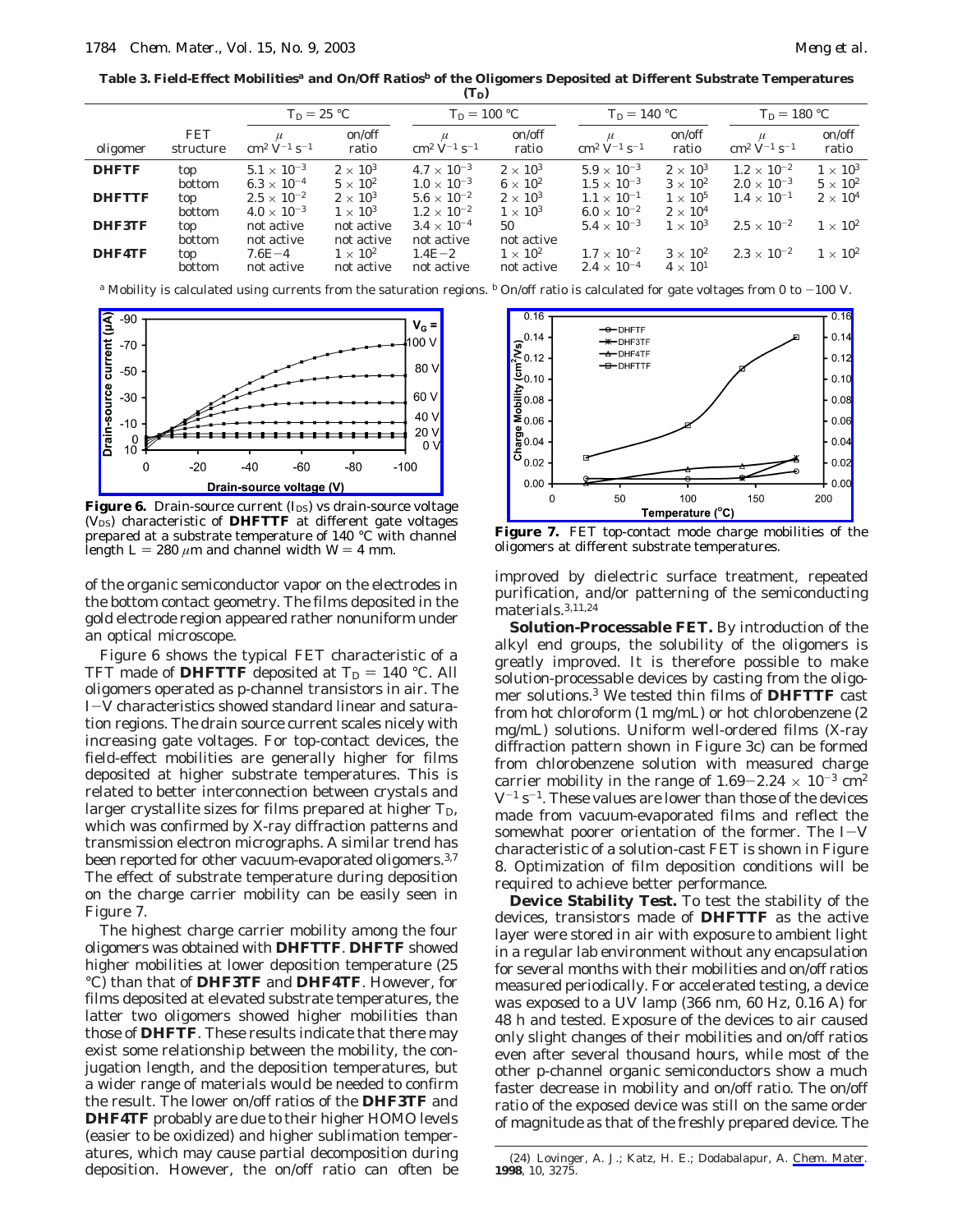**Table 3. Field-Effect Mobilities[a] and On/Off Ratios[b] of the Oligomers Deposited at Different Substrate Temperatures ($T_D$)**

| | | $T_D$ = 25 °C | | $T_D$ = 100 °C | | $T_D$ = 140 °C | | $T_D$ = 180 °C | |
|---|---|---|---|---|---|---|---|---|---|
| oligomer | FET structure | $\mu$ $cm^2 V^{-1} s^{-1}$ | on/off ratio | $\mu$ $cm^2 V^{-1} s^{-1}$ | on/off ratio | $\mu$ $cm^2 V^{-1} s^{-1}$ | on/off ratio | $\mu$ $cm^2 V^{-1} s^{-1}$ | on/off ratio |
| **DHFTF** | top | $5.1 \times 10^{-3}$ | $2 \times 10^3$ | $4.7 \times 10^{-3}$ | $2 \times 10^3$ | $5.9 \times 10^{-3}$ | $2 \times 10^3$ | $1.2 \times 10^{-2}$ | $1 \times 10^3$ |
| | bottom | $6.3 \times 10^{-4}$ | $5 \times 10^2$ | $1.0 \times 10^{-3}$ | $6 \times 10^2$ | $1.5 \times 10^{-3}$ | $3 \times 10^2$ | $2.0 \times 10^{-3}$ | $5 \times 10^2$ |
| **DHFTTF** | top | $2.5 \times 10^{-2}$ | $2 \times 10^3$ | $5.6 \times 10^{-2}$ | $2 \times 10^3$ | $1.1 \times 10^{-1}$ | $1 \times 10^5$ | $1.4 \times 10^{-1}$ | $2 \times 10^4$ |
| | bottom | $4.0 \times 10^{-3}$ | $1 \times 10^3$ | $1.2 \times 10^{-2}$ | $1 \times 10^3$ | $6.0 \times 10^{-2}$ | $2 \times 10^4$ | | |
| **DHF3TF** | top | not active | not active | $3.4 \times 10^{-4}$ | 50 | $5.4 \times 10^{-3}$ | $1 \times 10^3$ | $2.5 \times 10^{-2}$ | $1 \times 10^2$ |
| | bottom | not active | not active | not active | not active | | | | |
| **DHF4TF** | top | 7.6E−4 | $1 \times 10^2$ | 1.4E−2 | $1 \times 10^2$ | $1.7 \times 10^{-2}$ | $3 \times 10^2$ | $2.3 \times 10^{-2}$ | $1 \times 10^2$ |
| | bottom | not active | not active | not active | not active | $2.4 \times 10^{-4}$ | $4 \times 10^1$ | | |

[a] Mobility is calculated using currents from the saturation regions. [b] On/off ratio is calculated for gate voltages from 0 to −100 V.

**Figure 6.** Drain-source current ($I_{DS}$) vs drain-source voltage ($V_{DS}$) characteristic of **DHFTTF** at different gate voltages prepared at a substrate temperature of 140 °C with channel length L = 280 $\mu$m and channel width W = 4 mm.

**Figure 7.** FET top-contact mode charge mobilities of the oligomers at different substrate temperatures.

of the organic semiconductor vapor on the electrodes in the bottom contact geometry. The films deposited in the gold electrode region appeared rather nonuniform under an optical microscope.

Figure 6 shows the typical FET characteristic of a TFT made of **DHFTTF** deposited at $T_D$ = 140 °C. All oligomers operated as p-channel transistors in air. The I−V characteristics showed standard linear and saturation regions. The drain source current scales nicely with increasing gate voltages. For top-contact devices, the field-effect mobilities are generally higher for films deposited at higher substrate temperatures. This is related to better interconnection between crystals and larger crystallite sizes for films prepared at higher $T_D$, which was confirmed by X-ray diffraction patterns and transmission electron micrographs. A similar trend has been reported for other vacuum-evaporated oligomers.[3,7] The effect of substrate temperature during deposition on the charge carrier mobility can be easily seen in Figure 7.

The highest charge carrier mobility among the four oligomers was obtained with **DHFTTF**. **DHFTF** showed higher mobilities at lower deposition temperature (25 °C) than that of **DHF3TF** and **DHF4TF**. However, for films deposited at elevated substrate temperatures, the latter two oligomers showed higher mobilities than those of **DHFTF**. These results indicate that there may exist some relationship between the mobility, the conjugation length, and the deposition temperatures, but a wider range of materials would be needed to confirm the result. The lower on/off ratios of the **DHF3TF** and **DHF4TF** probably are due to their higher HOMO levels (easier to be oxidized) and higher sublimation temperatures, which may cause partial decomposition during deposition. However, the on/off ratio can often be improved by dielectric surface treatment, repeated purification, and/or patterning of the semiconducting materials.[3,11,24]

**Solution-Processable FET.** By introduction of the alkyl end groups, the solubility of the oligomers is greatly improved. It is therefore possible to make solution-processable devices by casting from the oligomer solutions.[3] We tested thin films of **DHFTTF** cast from hot chloroform (1 mg/mL) or hot chlorobenzene (2 mg/mL) solutions. Uniform well-ordered films (X-ray diffraction pattern shown in Figure 3c) can be formed from chlorobenzene solution with measured charge carrier mobility in the range of 1.69−2.24 × $10^{-3}$ $cm^2$ $V^{-1} s^{-1}$. These values are lower than those of the devices made from vacuum-evaporated films and reflect the somewhat poorer orientation of the former. The I−V characteristic of a solution-cast FET is shown in Figure 8. Optimization of film deposition conditions will be required to achieve better performance.

**Device Stability Test.** To test the stability of the devices, transistors made of **DHFTTF** as the active layer were stored in air with exposure to ambient light in a regular lab environment without any encapsulation for several months with their mobilities and on/off ratios measured periodically. For accelerated testing, a device was exposed to a UV lamp (366 nm, 60 Hz, 0.16 A) for 48 h and tested. Exposure of the devices to air caused only slight changes of their mobilities and on/off ratios even after several thousand hours, while most of the other p-channel organic semiconductors show a much faster decrease in mobility and on/off ratio. The on/off ratio of the exposed device was still on the same order of magnitude as that of the freshly prepared device. The

(24) Lovinger, A. J.; Katz, H. E.; Dodabalapur, A. *Chem. Mater.* **1998**, 10, 3275.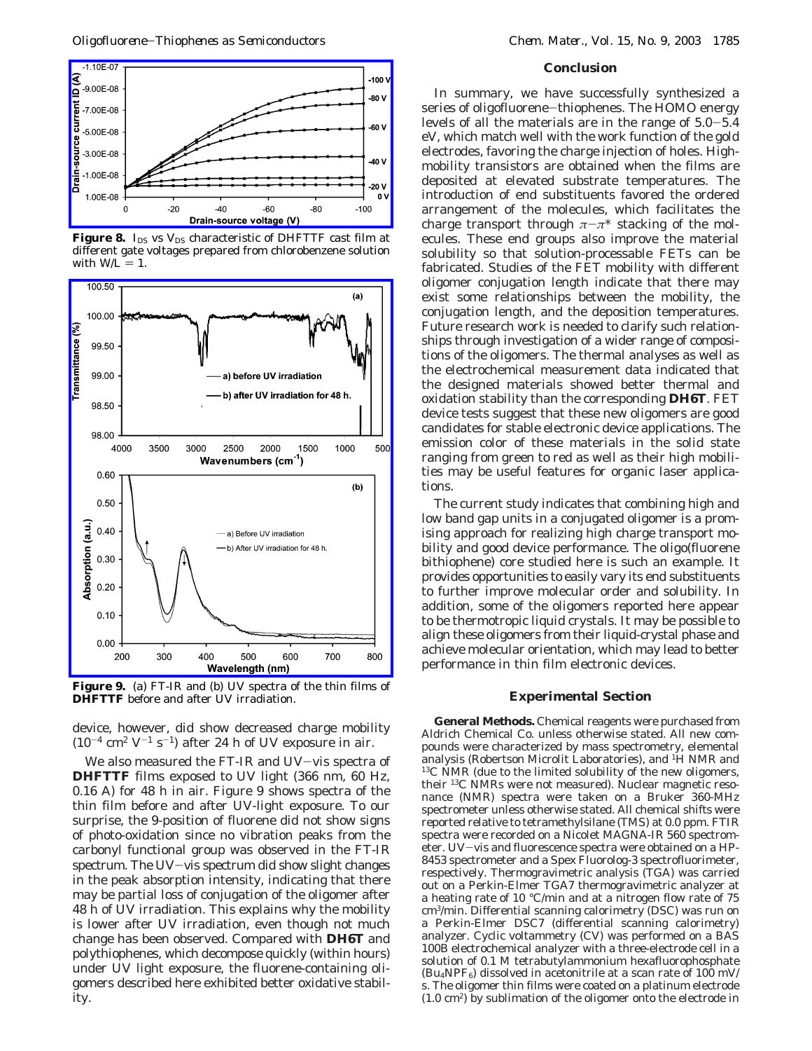**Figure 8.** $I_{DS}$ vs $V_{DS}$ characteristic of DHFTTF cast film at different gate voltages prepared from chlorobenzene solution with $W/L = 1$.

**Figure 9.** (a) FT-IR and (b) UV spectra of the thin films of **DHFTTF** before and after UV irradiation.

device, however, did show decreased charge mobility ($10^{-4}$ cm$^2$ V$^{-1}$ s$^{-1}$) after 24 h of UV exposure in air.

We also measured the FT-IR and UV–vis spectra of **DHFTTF** films exposed to UV light (366 nm, 60 Hz, 0.16 A) for 48 h in air. Figure 9 shows spectra of the thin film before and after UV-light exposure. To our surprise, the 9-position of fluorene did not show signs of photo-oxidation since no vibration peaks from the carbonyl functional group was observed in the FT-IR spectrum. The UV–vis spectrum did show slight changes in the peak absorption intensity, indicating that there may be partial loss of conjugation of the oligomer after 48 h of UV irradiation. This explains why the mobility is lower after UV irradiation, even though not much change has been observed. Compared with **DH6T** and polythiophenes, which decompose quickly (within hours) under UV light exposure, the fluorene-containing oligomers described here exhibited better oxidative stability.

## Conclusion

In summary, we have successfully synthesized a series of oligofluorene–thiophenes. The HOMO energy levels of all the materials are in the range of 5.0–5.4 eV, which match well with the work function of the gold electrodes, favoring the charge injection of holes. High-mobility transistors are obtained when the films are deposited at elevated substrate temperatures. The introduction of end substituents favored the ordered arrangement of the molecules, which facilitates the charge transport through $\pi$–$\pi^*$ stacking of the molecules. These end groups also improve the material solubility so that solution-processable FETs can be fabricated. Studies of the FET mobility with different oligomer conjugation length indicate that there may exist some relationships between the mobility, the conjugation length, and the deposition temperatures. Future research work is needed to clarify such relationships through investigation of a wider range of compositions of the oligomers. The thermal analyses as well as the electrochemical measurement data indicated that the designed materials showed better thermal and oxidation stability than the corresponding **DH6T**. FET device tests suggest that these new oligomers are good candidates for stable electronic device applications. The emission color of these materials in the solid state ranging from green to red as well as their high mobilities may be useful features for organic laser applications.

The current study indicates that combining high and low band gap units in a conjugated oligomer is a promising approach for realizing high charge transport mobility and good device performance. The oligo(fluorene bithiophene) core studied here is such an example. It provides opportunities to easily vary its end substituents to further improve molecular order and solubility. In addition, some of the oligomers reported here appear to be thermotropic liquid crystals. It may be possible to align these oligomers from their liquid-crystal phase and achieve molecular orientation, which may lead to better performance in thin film electronic devices.

## Experimental Section

**General Methods.** Chemical reagents were purchased from Aldrich Chemical Co. unless otherwise stated. All new compounds were characterized by mass spectrometry, elemental analysis (Robertson Microlit Laboratories), and $^1$H NMR and $^{13}$C NMR (due to the limited solubility of the new oligomers, their $^{13}$C NMRs were not measured). Nuclear magnetic resonance (NMR) spectra were taken on a Bruker 360-MHz spectrometer unless otherwise stated. All chemical shifts were reported relative to tetramethylsilane (TMS) at 0.0 ppm. FTIR spectra were recorded on a Nicolet MAGNA-IR 560 spectrometer. UV–vis and fluorescence spectra were obtained on a HP-8453 spectrometer and a Spex Fluorolog-3 spectrofluorimeter, respectively. Thermogravimetric analysis (TGA) was carried out on a Perkin-Elmer TGA7 thermogravimetric analyzer at a heating rate of 10 °C/min and at a nitrogen flow rate of 75 cm$^3$/min. Differential scanning calorimetry (DSC) was run on a Perkin-Elmer DSC7 (differential scanning calorimetry) analyzer. Cyclic voltammetry (CV) was performed on a BAS 100B electrochemical analyzer with a three-electrode cell in a solution of 0.1 M tetrabutylammonium hexafluorophosphate ($Bu_4NPF_6$) dissolved in acetonitrile at a scan rate of 100 mV/s. The oligomer thin films were coated on a platinum electrode (1.0 cm$^2$) by sublimation of the oligomer onto the electrode in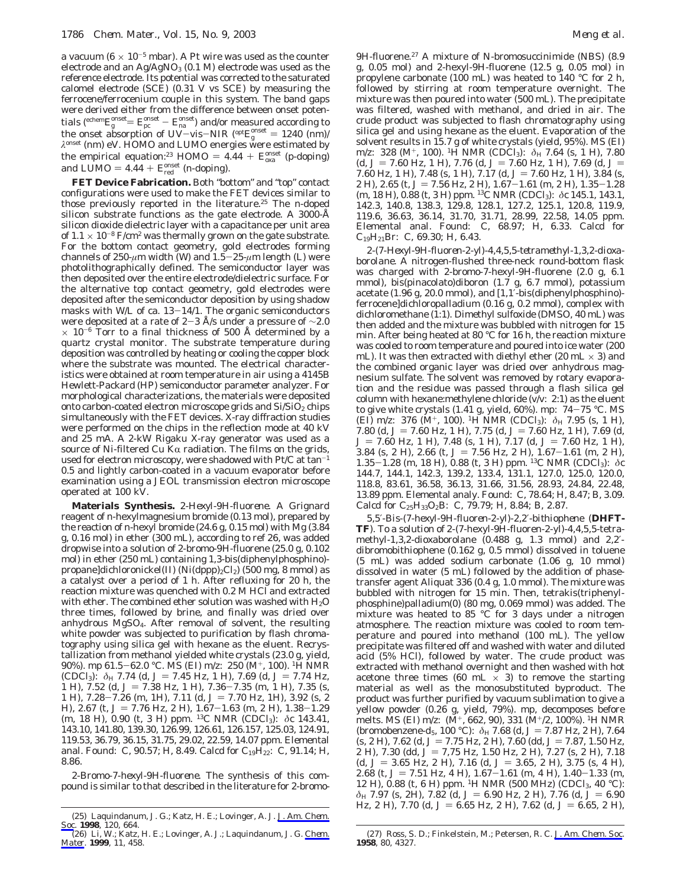a vacuum ($6 \times 10^{-5}$ mbar). A Pt wire was used as the counter electrode and an $Ag/AgNO_3$ (0.1 M) electrode was used as the reference electrode. Its potential was corrected to the saturated calomel electrode (SCE) (0.31 V vs SCE) by measuring the ferrocene/ferrocenium couple in this system. The band gaps were derived either from the difference between onset potentials (${}^{echem}E_g^{onset} = E_{pc}^{onset} - E_{na}^{onset}$) and/or measured according to the onset absorption of UV–vis–NIR (${}^{opt}E_g^{onset} = 1240$ (nm)/$\lambda^{onset}$ (nm) eV. HOMO and LUMO energies were estimated by the empirical equation:[23] HOMO $= 4.44 + E_{oxa}^{onset}$ (p-doping) and LUMO $= 4.44 + E_{red}^{onset}$ (n-doping).

**FET Device Fabrication.** Both "bottom" and "top" contact configurations were used to make the FET devices similar to those previously reported in the literature.[25] The n-doped silicon substrate functions as the gate electrode. A 3000-Å silicon dioxide dielectric layer with a capacitance per unit area of $1.1 \times 10^{-8}$ F/cm[2] was thermally grown on the gate substrate. For the bottom contact geometry, gold electrodes forming channels of 250-μm width (W) and 1.5–25-μm length (L) were photolithographically defined. The semiconductor layer was then deposited over the entire electrode/dielectric surface. For the alternative top contact geometry, gold electrodes were deposited after the semiconductor deposition by using shadow masks with W/L of ca. 13–14/1. The organic semiconductors were deposited at a rate of 2–3 Å/s under a pressure of $\sim 2.0 \times 10^{-6}$ Torr to a final thickness of 500 Å determined by a quartz crystal monitor. The substrate temperature during deposition was controlled by heating or cooling the copper block where the substrate was mounted. The electrical characteristics were obtained at room temperature in air using a 4145B Hewlett-Packard (HP) semiconductor parameter analyzer. For morphological characterizations, the materials were deposited onto carbon-coated electron microscope grids and $Si/SiO_2$ chips simultaneously with the FET devices. X-ray diffraction studies were performed on the chips in the reflection mode at 40 kV and 25 mA. A 2-kW Rigaku X-ray generator was used as a source of Ni-filtered Cu Kα radiation. The films on the grids, used for electron microscopy, were shadowed with Pt/C at $\tan^{-1}$ 0.5 and lightly carbon-coated in a vacuum evaporator before examination using a JEOL transmission electron microscope operated at 100 kV.

**Materials Synthesis.** *2-Hexyl-9H-fluorene.* A Grignard reagent of n-hexylmagnesium bromide (0.13 mol), prepared by the reaction of n-hexyl bromide (24.6 g, 0.15 mol) with Mg (3.84 g, 0.16 mol) in ether (300 mL), according to ref 26, was added dropwise into a solution of 2-bromo-9H-fluorene (25.0 g, 0.102 mol) in ether (250 mL) containing 1,3-bis(diphenylphosphino)-propane]dichloronickel(II) ($Ni(dppp)_2Cl_2$) (500 mg, 8 mmol) as a catalyst over a period of 1 h. After refluxing for 20 h, the reaction mixture was quenched with 0.2 M HCl and extracted with ether. The combined ether solution was washed with $H_2O$ three times, followed by brine, and finally was dried over anhydrous $MgSO_4$. After removal of solvent, the resulting white powder was subjected to purification by flash chromatography using silica gel with hexane as the eluent. Recrystallization from methanol yielded white crystals (23.0 g, yield, 90%). mp 61.5–62.0 °C. MS (EI) m/z: 250 ($M^+$, 100). [1]H NMR ($CDCl_3$): $\delta_H$ 7.74 (d, $J$ = 7.45 Hz, 1 H), 7.69 (d, $J$ = 7.74 Hz, 1 H), 7.52 (d, $J$ = 7.38 Hz, 1 H), 7.36–7.35 (m, 1 H), 7.35 (s, 1 H), 7.28–7.26 (m, 1H), 7.11 (d, $J$ = 7.70 Hz, 1H), 3.92 (s, 2 H), 2.67 (t, $J$ = 7.76 Hz, 2 H), 1.67–1.63 (m, 2 H), 1.38–1.29 (m, 18 H), 0.90 (t, 3 H) ppm. [13]C NMR ($CDCl_3$): δc 143.41, 143.10, 141.80, 139.30, 126.99, 126.61, 126.157, 125.03, 124.91, 119.53, 36.79, 36.15, 31.75, 29.02, 22.59, 14.07 ppm. Elemental anal. Found: C, 90.57; H, 8.49. Calcd for $C_{19}H_{22}$: C, 91.14; H, 8.86.

*2-Bromo-7-hexyl-9H-fluorene.* The synthesis of this compound is similar to that described in the literature for 2-bromo-9H-fluorene.[27] A mixture of N-bromosuccinimide (NBS) (8.9 g, 0.05 mol) and 2-hexyl-9H-fluorene (12.5 g, 0.05 mol) in propylene carbonate (100 mL) was heated to 140 °C for 2 h, followed by stirring at room temperature overnight. The mixture was then poured into water (500 mL). The precipitate was filtered, washed with methanol, and dried in air. The crude product was subjected to flash chromatography using silica gel and using hexane as the eluent. Evaporation of the solvent results in 15.7 g of white crystals (yield, 95%). MS (EI) m/z: 328 ($M^+$, 100). [1]H NMR ($CDCl_3$): $\delta_H$ 7.64 (s, 1 H), 7.80 (d, $J$ = 7.60 Hz, 1 H), 7.76 (d, $J$ = 7.60 Hz, 1 H), 7.69 (d, $J$ = 7.60 Hz, 1 H), 7.48 (s, 1 H), 7.17 (d, $J$ = 7.60 Hz, 1 H), 3.84 (s, 2 H), 2.65 (t, $J$ = 7.56 Hz, 2 H), 1.67–1.61 (m, 2 H), 1.35–1.28 (m, 18 H), 0.88 (t, 3 H) ppm. [13]C NMR ($CDCl_3$): δc 145.1, 143.1, 142.3, 140.8, 138.3, 129.8, 128.1, 127.2, 125.1, 120.8, 119.9, 119.6, 36.63, 36.14, 31.70, 31.71, 28.99, 22.58, 14.05 ppm. Elemental anal. Found: C, 68.97; H, 6.33. Calcd for $C_{19}H_{21}Br$: C, 69.30; H, 6.43.

*2-(7-Hexyl-9H-fluoren-2-yl)-4,4,5,5-tetramethyl-1,3,2-dioxaborolane.* A nitrogen-flushed three-neck round-bottom flask was charged with 2-bromo-7-hexyl-9H-fluorene (2.0 g, 6.1 mmol), bis(pinacolato)diboron (1.7 g, 6.7 mmol), potassium acetate (1.96 g, 20.0 mmol), and [1,1′-bis(diphenylphosphino)-ferrocene]dichloropalladium (0.16 g, 0.2 mmol), complex with dichloromethane (1:1). Dimethyl sulfoxide (DMSO, 40 mL) was then added and the mixture was bubbled with nitrogen for 15 min. After being heated at 80 °C for 16 h, the reaction mixture was cooled to room temperature and poured into ice water (200 mL). It was then extracted with diethyl ether (20 mL × 3) and the combined organic layer was dried over anhydrous magnesium sulfate. The solvent was removed by rotary evaporation and the residue was passed through a flash silica gel column with hexane:methylene chloride (v/v: 2:1) as the eluent to give white crystals (1.41 g, yield, 60%). mp: 74–75 °C. MS (EI) m/z: 376 ($M^+$, 100). [1]H NMR ($CDCl_3$): $\delta_H$ 7.95 (s, 1 H), 7.80 (d, $J$ = 7.60 Hz, 1 H), 7.75 (d, $J$ = 7.60 Hz, 1 H), 7.69 (d, $J$ = 7.60 Hz, 1 H), 7.48 (s, 1 H), 7.17 (d, $J$ = 7.60 Hz, 1 H), 3.84 (s, 2 H), 2.66 (t, $J$ = 7.56 Hz, 2 H), 1.67–1.61 (m, 2 H), 1.35–1.28 (m, 18 H), 0.88 (t, 3 H) ppm. [13]C NMR ($CDCl_3$): δc 144.7, 144.1, 142.3, 139.2, 133.4, 131.1, 127.0, 125.0, 120.0, 118.8, 83.61, 36.58, 36.13, 31.66, 31.56, 28.93, 24.84, 22.48, 13.89 ppm. Elemental analy. Found: C, 78.64; H, 8.47; B, 3.09. Calcd for $C_{25}H_{33}O_2B$: C, 79.79; H, 8.84; B, 2.87.

*5,5′-Bis-(7-hexyl-9H-fluoren-2-yl)-2,2′-bithiophene* (**DHFT-TF**). To a solution of 2-(7-hexyl-9H-fluoren-2-yl)-4,4,5,5-tetramethyl-1,3,2-dioxaborolane (0.488 g, 1.3 mmol) and 2,2′-dibromobithiophene (0.162 g, 0.5 mmol) dissolved in toluene (5 mL) was added sodium carbonate (1.06 g, 10 mmol) dissolved in water (5 mL) followed by the addition of phase-transfer agent Aliquat 336 (0.4 g, 1.0 mmol). The mixture was bubbled with nitrogen for 15 min. Then, tetrakis(triphenylphosphine)palladium(0) (80 mg, 0.069 mmol) was added. The mixture was heated to 85 °C for 3 days under a nitrogen atmosphere. The reaction mixture was cooled to room temperature and poured into methanol (100 mL). The yellow precipitate was filtered off and washed with water and diluted acid (5% HCl), followed by water. The crude product was extracted with methanol overnight and then washed with hot acetone three times (60 mL × 3) to remove the starting material as well as the monosubstituted byproduct. The product was further purified by vacuum sublimation to give a yellow powder (0.26 g, yield, 79%). mp, decomposes before melts. MS (EI) m/z: ($M^+$, 662, 90), 331 ($M^+$/2, 100%). [1]H NMR (bromobenzene-$d_5$, 100 °C): $\delta_H$ 7.68 (d, $J$ = 7.87 Hz, 2 H), 7.64 (s, 2 H), 7.62 (d, $J$ = 7.75 Hz, 2 H), 7.60 (dd, $J$ = 7.87, 1.50 Hz, 2 H), 7.30 (dd, $J$ = 7,75 Hz, 1.50 Hz, 2 H), 7.27 (s, 2 H), 7.18 (d, $J$ = 3.65 Hz, 2 H), 7.16 (d, $J$ = 3.65, 2 H), 3.75 (s, 4 H), 2.68 (t, $J$ = 7.51 Hz, 4 H), 1.67–1.61 (m, 4 H), 1.40–1.33 (m, 12 H), 0.88 (t, 6 H) ppm. [1]H NMR (500 MHz) ($CDCl_3$, 40 °C): $\delta_H$ 7.97 (s, 2H), 7.82 (d, $J$ = 6.90 Hz, 2 H), 7.76 (d, $J$ = 6.90 Hz, 2 H), 7.70 (d, $J$ = 6.65 Hz, 2 H), 7.62 (d, $J$ = 6.65, 2 H),

(25) Laquindanum, J. G.; Katz, H. E.; Lovinger, A. J. *J. Am. Chem. Soc.* **1998**, 120, 664.

(26) Li, W.; Katz, H. E.; Lovinger, A. J.; Laquindanum, J. G. *Chem. Mater.* **1999**, 11, 458.

(27) Ross, S. D.; Finkelstein, M.; Petersen, R. C. *J. Am. Chem. Soc.* **1958**, 80, 4327.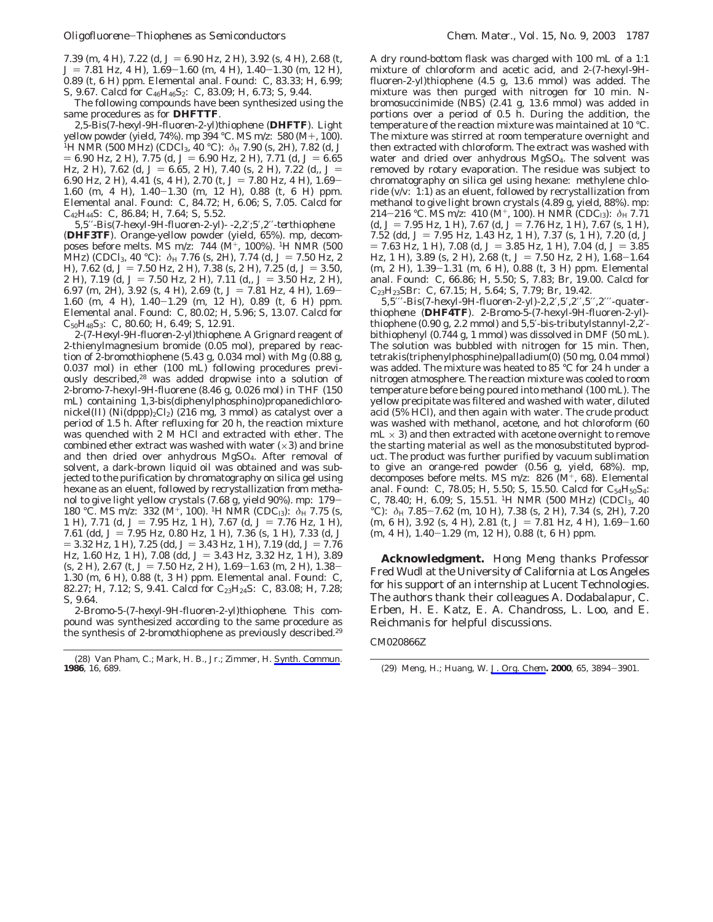7.39 (m, 4 H), 7.22 (d, $J = 6.90$ Hz, 2 H), 3.92 (s, 4 H), 2.68 (t, $J = 7.81$ Hz, 4 H), 1.69−1.60 (m, 4 H), 1.40−1.30 (m, 12 H), 0.89 (t, 6 H) ppm. Elemental anal. Found: C, 83.33; H, 6.99; S, 9.67. Calcd for $C_{46}H_{46}S_2$: C, 83.09; H, 6.73; S, 9.44.

The following compounds have been synthesized using the same procedures as for **DHFTTF**.

*2,5-Bis(7-hexyl-9H-fluoren-2-yl)thiophene* (**DHFTF**). Light yellow powder (yield, 74%). mp 394 °C. MS *m/z*: 580 (M+, 100). $^1$H NMR (500 MHz) (CDCl$_3$, 40 °C): $\delta_H$ 7.90 (s, 2H), 7.82 (d, $J = 6.90$ Hz, 2 H), 7.75 (d, $J = 6.90$ Hz, 2 H), 7.71 (d, $J = 6.65$ Hz, 2 H), 7.62 (d, $J = 6.65$, 2 H), 7.40 (s, 2 H), 7.22 (d,, $J = 6.90$ Hz, 2 H), 4.41 (s, 4 H), 2.70 (t, $J = 7.80$ Hz, 4 H), 1.69−1.60 (m, 4 H), 1.40−1.30 (m, 12 H), 0.88 (t, 6 H) ppm. Elemental anal. Found: C, 84.72; H, 6.06; S, 7.05. Calcd for $C_{42}H_{44}S$: C, 86.84; H, 7.64; S, 5.52.

*5,5′′-Bis(7-hexyl-9H-fluoren-2-yl)- -2,2′;5′,2′′-terthiophene* (**DHF3TF**). Orange-yellow powder (yield, 65%). mp, decomposes before melts. MS *m/z*: 744 (M+, 100%). $^1$H NMR (500 MHz) (CDCl$_3$, 40 °C): $\delta_H$ 7.76 (s, 2H), 7.74 (d, $J = 7.50$ Hz, 2 H), 7.62 (d, $J = 7.50$ Hz, 2 H), 7.38 (s, 2 H), 7.25 (d, $J = 3.50$, 2 H), 7.19 (d, $J = 7.50$ Hz, 2 H), 7.11 (d,, $J = 3.50$ Hz, 2 H), 6.97 (m, 2H), 3.92 (s, 4 H), 2.69 (t, $J = 7.81$ Hz, 4 H), 1.69−1.60 (m, 4 H), 1.40−1.29 (m, 12 H), 0.89 (t, 6 H) ppm. Elemental anal. Found: C, 80.02; H, 5.96; S, 13.07. Calcd for $C_{50}H_{48}S_3$: C, 80.60; H, 6.49; S, 12.91.

*2-(7-Hexyl-9H-fluoren-2-yl)thiophene.* A Grignard reagent of 2-thienylmagnesium bromide (0.05 mol), prepared by reaction of 2-bromothiophene (5.43 g, 0.034 mol) with Mg (0.88 g, 0.037 mol) in ether (100 mL) following procedures previously described,[28] was added dropwise into a solution of 2-bromo-7-hexyl-9H-fluorene (8.46 g, 0.026 mol) in THF (150 mL) containing 1,3-bis(diphenylphosphino)propanedichloronickel(II) (Ni(dppp)$_2$Cl$_2$) (216 mg, 3 mmol) as catalyst over a period of 1.5 h. After refluxing for 20 h, the reaction mixture was quenched with 2 M HCl and extracted with ether. The combined ether extract was washed with water (×3) and brine and then dried over anhydrous MgSO$_4$. After removal of solvent, a dark-brown liquid oil was obtained and was subjected to the purification by chromatography on silica gel using hexane as an eluent, followed by recrystallization from methanol to give light yellow crystals (7.68 g, yield 90%). mp: 179−180 °C. MS *m/z*: 332 (M+, 100). $^1$H NMR (CDCl$_3$): $\delta_H$ 7.75 (s, 1 H), 7.71 (d, $J = 7.95$ Hz, 1 H), 7.67 (d, $J = 7.76$ Hz, 1 H), 7.61 (dd, $J = 7.95$ Hz, 0.80 Hz, 1 H), 7.36 (s, 1 H), 7.33 (d, $J = 3.32$ Hz, 1 H), 7.25 (dd, $J = 3.43$ Hz, 1 H), 7.19 (dd, $J = 7.76$ Hz, 1.60 Hz, 1 H), 7.08 (dd, $J = 3.43$ Hz, 3.32 Hz, 1 H), 3.89 (s, 2 H), 2.67 (t, $J = 7.50$ Hz, 2 H), 1.69−1.63 (m, 2 H), 1.38−1.30 (m, 6 H), 0.88 (t, 3 H) ppm. Elemental anal. Found: C, 82.27; H, 7.12; S, 9.41. Calcd for $C_{23}H_{24}S$: C, 83.08; H, 7.28; S, 9.64.

*2-Bromo-5-(7-hexyl-9H-fluoren-2-yl)thiophene.* This compound was synthesized according to the same procedure as the synthesis of 2-bromothiophene as previously described.[29] A dry round-bottom flask was charged with 100 mL of a 1:1 mixture of chloroform and acetic acid, and 2-(7-hexyl-9H-fluoren-2-yl)thiophene (4.5 g, 13.6 mmol) was added. The mixture was then purged with nitrogen for 10 min. N-bromosuccinimide (NBS) (2.41 g, 13.6 mmol) was added in portions over a period of 0.5 h. During the addition, the temperature of the reaction mixture was maintained at 10 °C. The mixture was stirred at room temperature overnight and then extracted with chloroform. The extract was washed with water and dried over anhydrous MgSO$_4$. The solvent was removed by rotary evaporation. The residue was subject to chromatography on silica gel using hexane: methylene chloride (v/v: 1:1) as an eluent, followed by recrystallization from methanol to give light brown crystals (4.89 g, yield, 88%). mp: 214−216 °C. MS *m/z*: 410 (M+, 100). H NMR (CDCl$_3$): $\delta_H$ 7.71 (d, $J = 7.95$ Hz, 1 H), 7.67 (d, $J = 7.76$ Hz, 1 H), 7.67 (s, 1 H), 7.52 (dd, $J = 7.95$ Hz, 1.43 Hz, 1 H), 7.37 (s, 1 H), 7.20 (d, $J = 7.63$ Hz, 1 H), 7.08 (d, $J = 3.85$ Hz, 1 H), 7.04 (d, $J = 3.85$ Hz, 1 H), 3.89 (s, 2 H), 2.68 (t, $J = 7.50$ Hz, 2 H), 1.68−1.64 (m, 2 H), 1.39−1.31 (m, 6 H), 0.88 (t, 3 H) ppm. Elemental anal. Found: C, 66.86; H, 5.50; S, 7.83; Br, 19.00. Calcd for $C_{23}H_{23}SBr$: C, 67.15; H, 5.64; S, 7.79; Br, 19.42.

*5,5′′′-Bis(7-hexyl-9H-fluoren-2-yl)-2,2′,5′,2′′,5′′,2′′′-quaterthiophene* (**DHF4TF**). 2-Bromo-5-(7-hexyl-9H-fluoren-2-yl)-thiophene (0.90 g, 2.2 mmol) and 5,5′-bis-tributylstannyl-2,2′-bithiophenyl (0.744 g, 1 mmol) was dissolved in DMF (50 mL). The solution was bubbled with nitrogen for 15 min. Then, tetrakis(triphenylphosphine)palladium(0) (50 mg, 0.04 mmol) was added. The mixture was heated to 85 °C for 24 h under a nitrogen atmosphere. The reaction mixture was cooled to room temperature before being poured into methanol (100 mL). The yellow precipitate was filtered and washed with water, diluted acid (5% HCl), and then again with water. The crude product was washed with methanol, acetone, and hot chloroform (60 mL × 3) and then extracted with acetone overnight to remove the starting material as well as the monosubstituted byproduct. The product was further purified by vacuum sublimation to give an orange-red powder (0.56 g, yield, 68%). mp, decomposes before melts. MS *m/z*: 826 (M+, 68). Elemental anal. Found: C, 78.05; H, 5.50; S, 15.50. Calcd for $C_{54}H_{50}S_4$: C, 78.40; H, 6.09; S, 15.51. $^1$H NMR (500 MHz) (CDCl$_3$, 40 °C): $\delta_H$ 7.85−7.62 (m, 10 H), 7.38 (s, 2 H), 7.34 (s, 2H), 7.20 (m, 6 H), 3.92 (s, 4 H), 2.81 (t, $J = 7.81$ Hz, 4 H), 1.69−1.60 (m, 4 H), 1.40−1.29 (m, 12 H), 0.88 (t, 6 H) ppm.

**Acknowledgment.** Hong Meng thanks Professor Fred Wudl at the University of California at Los Angeles for his support of an internship at Lucent Technologies. The authors thank their colleagues A. Dodabalapur, C. Erben, H. E. Katz, E. A. Chandross, L. Loo, and E. Reichmanis for helpful discussions.

CM020866Z

(28) Van Pham, C.; Mark, H. B., Jr.; Zimmer, H. Synth. Commun. **1986**, 16, 689.

(29) Meng, H.; Huang, W. J. Org. Chem. **2000**, 65, 3894−3901.